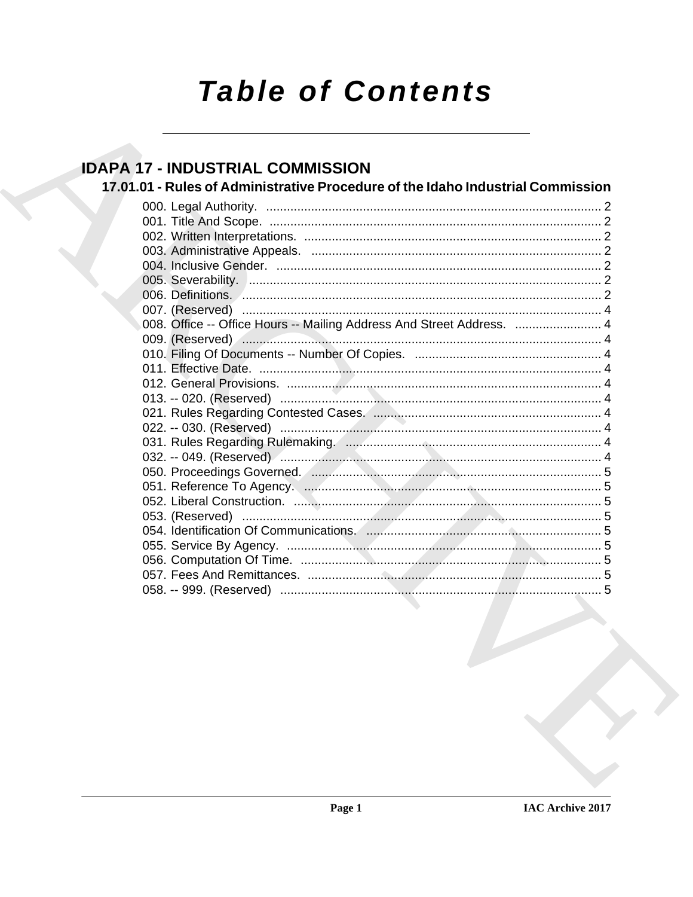# Table of Contents

## IDAPA 17 - INDUSTRIAL COMMISSION

### 17.01.01 - Rules of Administrative Procedure of the Idaho Industrial Commission

000. Legal Authority. ........ 2
001. Title And Scope. ........ 2
002. Written Interpretations. ........ 2
003. Administrative Appeals. ........ 2
004. Inclusive Gender. ........ 2
005. Severability. ........ 2
006. Definitions. ........ 2
007. (Reserved) ........ 4
008. Office -- Office Hours -- Mailing Address And Street Address. ........ 4
009. (Reserved) ........ 4
010. Filing Of Documents -- Number Of Copies. ........ 4
011. Effective Date. ........ 4
012. General Provisions. ........ 4
013. -- 020. (Reserved) ........ 4
021. Rules Regarding Contested Cases. ........ 4
022. -- 030. (Reserved) ........ 4
031. Rules Regarding Rulemaking. ........ 4
032. -- 049. (Reserved) ........ 4
050. Proceedings Governed. ........ 5
051. Reference To Agency. ........ 5
052. Liberal Construction. ........ 5
053. (Reserved) ........ 5
054. Identification Of Communications. ........ 5
055. Service By Agency. ........ 5
056. Computation Of Time. ........ 5
057. Fees And Remittances. ........ 5
058. -- 999. (Reserved) ........ 5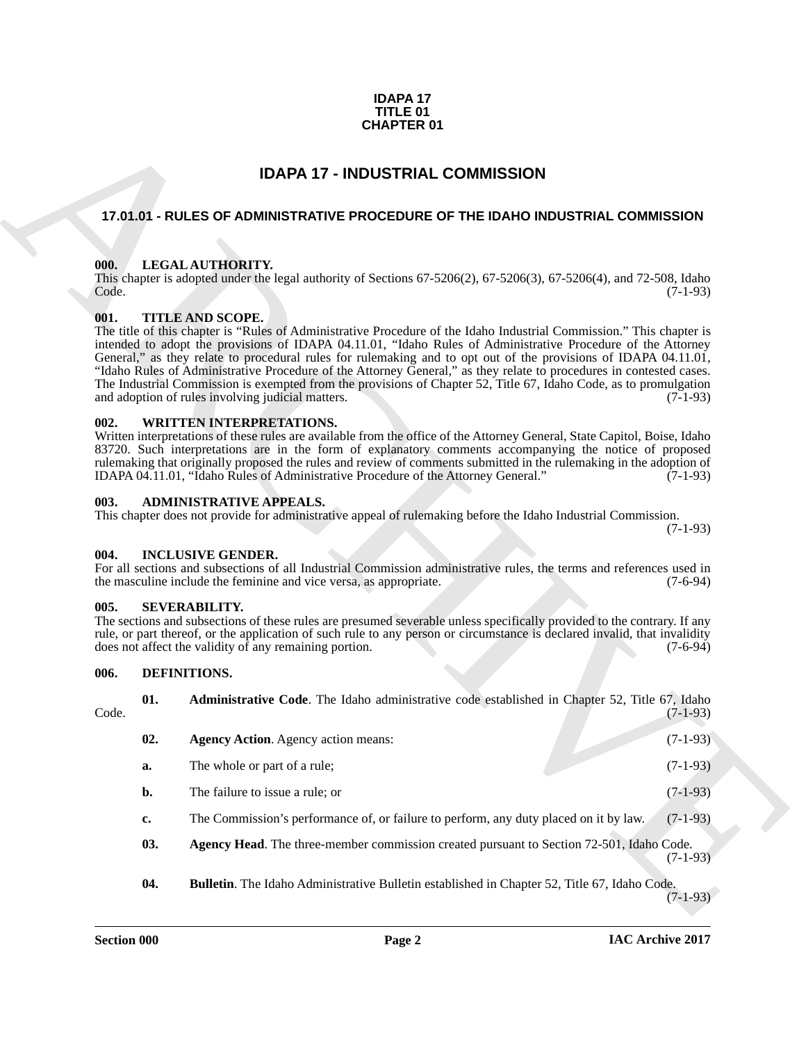IDAPA 17
TITLE 01
CHAPTER 01

# IDAPA 17 - INDUSTRIAL COMMISSION

## 17.01.01 - RULES OF ADMINISTRATIVE PROCEDURE OF THE IDAHO INDUSTRIAL COMMISSION

### 000. LEGAL AUTHORITY.

This chapter is adopted under the legal authority of Sections 67-5206(2), 67-5206(3), 67-5206(4), and 72-508, Idaho Code. (7-1-93)

### 001. TITLE AND SCOPE.

The title of this chapter is "Rules of Administrative Procedure of the Idaho Industrial Commission." This chapter is intended to adopt the provisions of IDAPA 04.11.01, "Idaho Rules of Administrative Procedure of the Attorney General," as they relate to procedural rules for rulemaking and to opt out of the provisions of IDAPA 04.11.01, "Idaho Rules of Administrative Procedure of the Attorney General," as they relate to procedures in contested cases. The Industrial Commission is exempted from the provisions of Chapter 52, Title 67, Idaho Code, as to promulgation and adoption of rules involving judicial matters. (7-1-93)

### 002. WRITTEN INTERPRETATIONS.

Written interpretations of these rules are available from the office of the Attorney General, State Capitol, Boise, Idaho 83720. Such interpretations are in the form of explanatory comments accompanying the notice of proposed rulemaking that originally proposed the rules and review of comments submitted in the rulemaking in the adoption of IDAPA 04.11.01, "Idaho Rules of Administrative Procedure of the Attorney General." (7-1-93)

### 003. ADMINISTRATIVE APPEALS.

This chapter does not provide for administrative appeal of rulemaking before the Idaho Industrial Commission. (7-1-93)

### 004. INCLUSIVE GENDER.

For all sections and subsections of all Industrial Commission administrative rules, the terms and references used in the masculine include the feminine and vice versa, as appropriate. (7-6-94)

### 005. SEVERABILITY.

The sections and subsections of these rules are presumed severable unless specifically provided to the contrary. If any rule, or part thereof, or the application of such rule to any person or circumstance is declared invalid, that invalidity does not affect the validity of any remaining portion. (7-6-94)

### 006. DEFINITIONS.

**01. Administrative Code**. The Idaho administrative code established in Chapter 52, Title 67, Idaho Code. (7-1-93)

**02. Agency Action**. Agency action means: (7-1-93)

a. The whole or part of a rule; (7-1-93)

b. The failure to issue a rule; or (7-1-93)

c. The Commission's performance of, or failure to perform, any duty placed on it by law. (7-1-93)

**03. Agency Head**. The three-member commission created pursuant to Section 72-501, Idaho Code. (7-1-93)

**04. Bulletin**. The Idaho Administrative Bulletin established in Chapter 52, Title 67, Idaho Code. (7-1-93)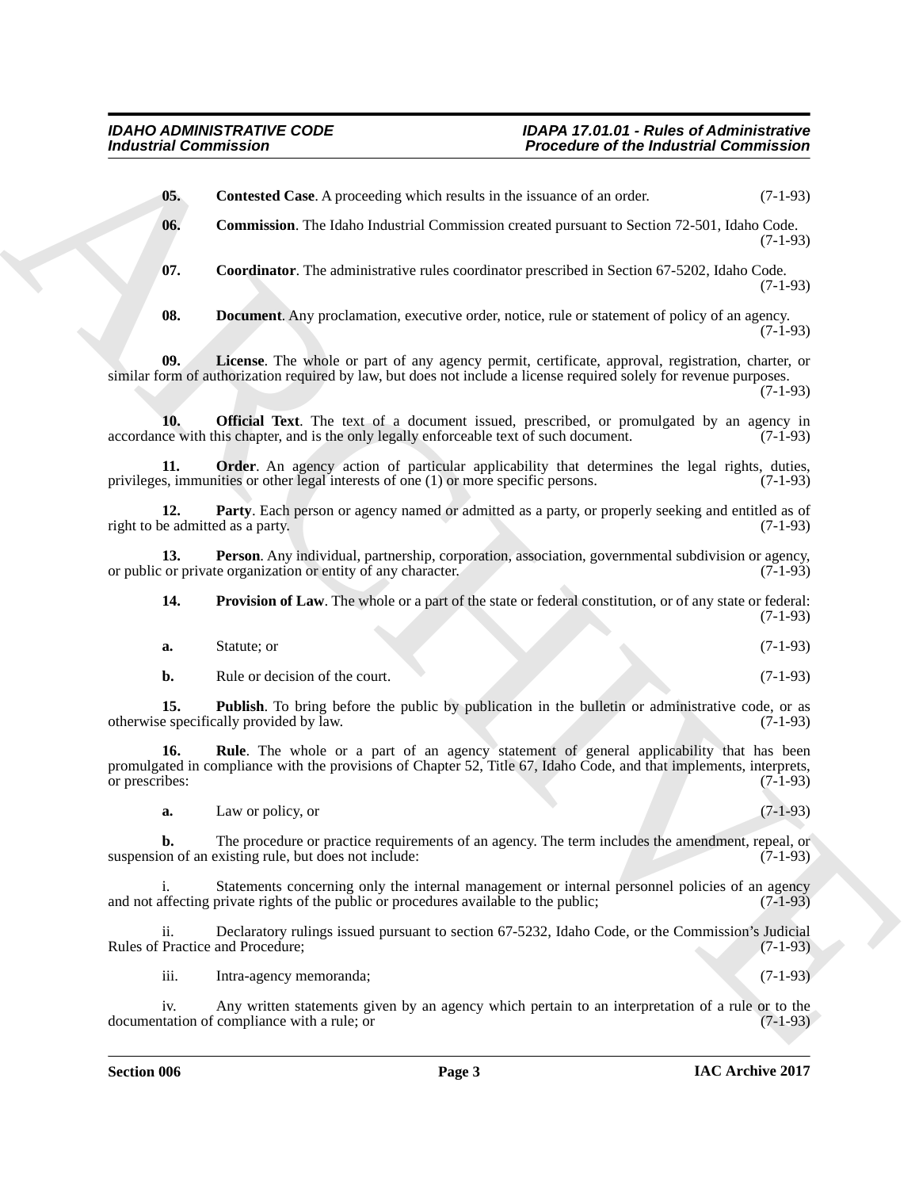**05. Contested Case**. A proceeding which results in the issuance of an order. (7-1-93)

**06. Commission**. The Idaho Industrial Commission created pursuant to Section 72-501, Idaho Code. (7-1-93)

**07. Coordinator**. The administrative rules coordinator prescribed in Section 67-5202, Idaho Code. (7-1-93)

**08. Document**. Any proclamation, executive order, notice, rule or statement of policy of an agency. (7-1-93)

**09. License**. The whole or part of any agency permit, certificate, approval, registration, charter, or similar form of authorization required by law, but does not include a license required solely for revenue purposes. (7-1-93)

**10. Official Text**. The text of a document issued, prescribed, or promulgated by an agency in accordance with this chapter, and is the only legally enforceable text of such document. (7-1-93)

**11. Order**. An agency action of particular applicability that determines the legal rights, duties, privileges, immunities or other legal interests of one (1) or more specific persons. (7-1-93)

**12. Party**. Each person or agency named or admitted as a party, or properly seeking and entitled as of right to be admitted as a party. (7-1-93)

**13. Person**. Any individual, partnership, corporation, association, governmental subdivision or agency, or public or private organization or entity of any character. (7-1-93)

**14. Provision of Law**. The whole or a part of the state or federal constitution, or of any state or federal: (7-1-93)

**a.** Statute; or (7-1-93)

**b.** Rule or decision of the court. (7-1-93)

**15. Publish**. To bring before the public by publication in the bulletin or administrative code, or as otherwise specifically provided by law. (7-1-93)

**16. Rule**. The whole or a part of an agency statement of general applicability that has been promulgated in compliance with the provisions of Chapter 52, Title 67, Idaho Code, and that implements, interprets, or prescribes: (7-1-93)

**a.** Law or policy, or (7-1-93)

**b.** The procedure or practice requirements of an agency. The term includes the amendment, repeal, or suspension of an existing rule, but does not include: (7-1-93)

i. Statements concerning only the internal management or internal personnel policies of an agency and not affecting private rights of the public or procedures available to the public; (7-1-93)

ii. Declaratory rulings issued pursuant to section 67-5232, Idaho Code, or the Commission's Judicial Rules of Practice and Procedure; (7-1-93)

iii. Intra-agency memoranda; (7-1-93)

iv. Any written statements given by an agency which pertain to an interpretation of a rule or to the documentation of compliance with a rule; or (7-1-93)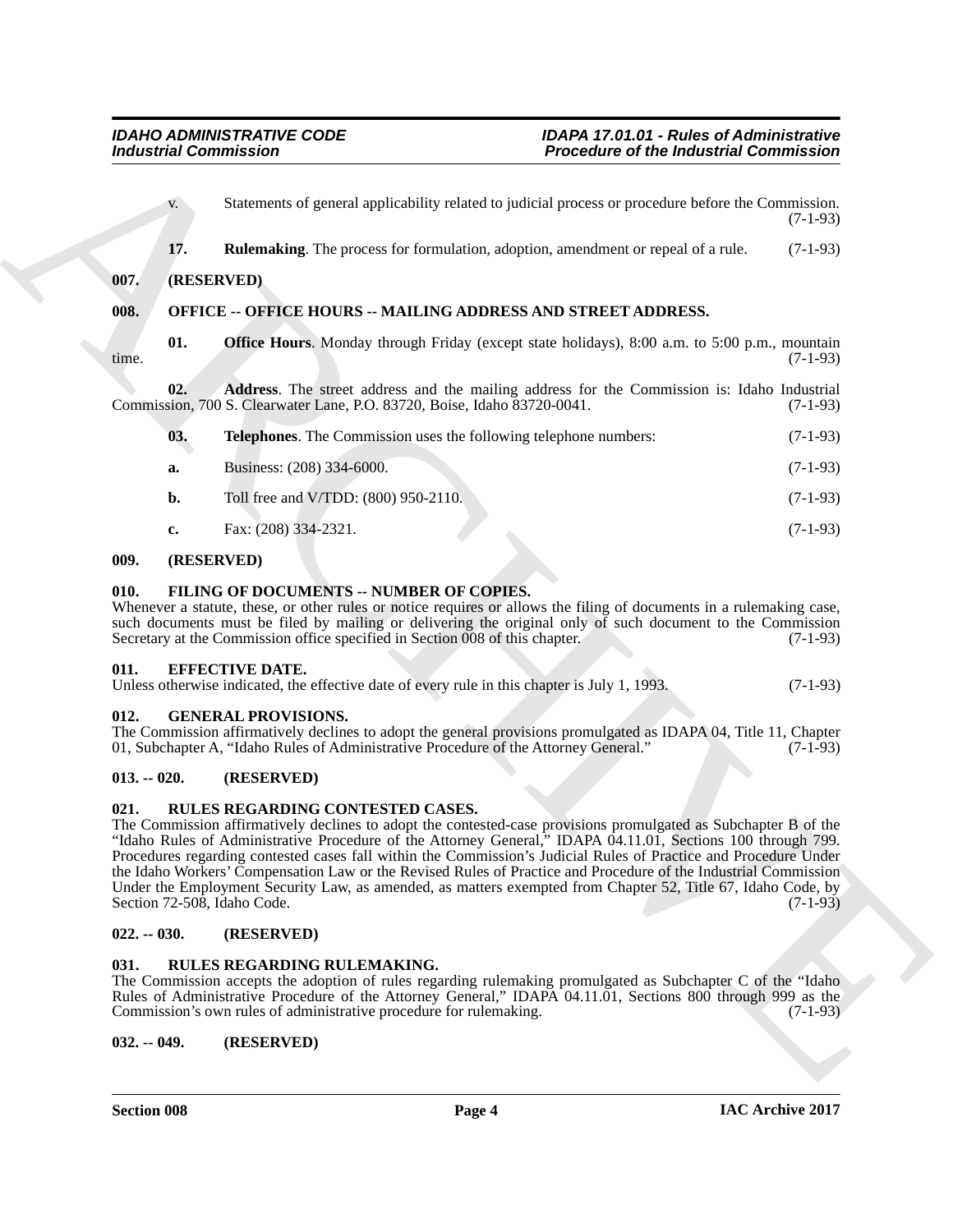v. Statements of general applicability related to judicial process or procedure before the Commission. (7-1-93)

**17. Rulemaking**. The process for formulation, adoption, amendment or repeal of a rule. (7-1-93)

## 007. (RESERVED)

## 008. OFFICE -- OFFICE HOURS -- MAILING ADDRESS AND STREET ADDRESS.

**01. Office Hours**. Monday through Friday (except state holidays), 8:00 a.m. to 5:00 p.m., mountain time. (7-1-93)

**02. Address**. The street address and the mailing address for the Commission is: Idaho Industrial Commission, 700 S. Clearwater Lane, P.O. 83720, Boise, Idaho 83720-0041. (7-1-93)

**03. Telephones**. The Commission uses the following telephone numbers: (7-1-93)

**a.** Business: (208) 334-6000. (7-1-93)

**b.** Toll free and V/TDD: (800) 950-2110. (7-1-93)

**c.** Fax: (208) 334-2321. (7-1-93)

## 009. (RESERVED)

## 010. FILING OF DOCUMENTS -- NUMBER OF COPIES.

Whenever a statute, these, or other rules or notice requires or allows the filing of documents in a rulemaking case, such documents must be filed by mailing or delivering the original only of such document to the Commission Secretary at the Commission office specified in Section 008 of this chapter. (7-1-93)

## 011. EFFECTIVE DATE.

Unless otherwise indicated, the effective date of every rule in this chapter is July 1, 1993. (7-1-93)

## 012. GENERAL PROVISIONS.

The Commission affirmatively declines to adopt the general provisions promulgated as IDAPA 04, Title 11, Chapter 01, Subchapter A, "Idaho Rules of Administrative Procedure of the Attorney General." (7-1-93)

## 013. -- 020. (RESERVED)

## 021. RULES REGARDING CONTESTED CASES.

The Commission affirmatively declines to adopt the contested-case provisions promulgated as Subchapter B of the "Idaho Rules of Administrative Procedure of the Attorney General," IDAPA 04.11.01, Sections 100 through 799. Procedures regarding contested cases fall within the Commission's Judicial Rules of Practice and Procedure Under the Idaho Workers' Compensation Law or the Revised Rules of Practice and Procedure of the Industrial Commission Under the Employment Security Law, as amended, as matters exempted from Chapter 52, Title 67, Idaho Code, by Section 72-508, Idaho Code. (7-1-93)

## 022. -- 030. (RESERVED)

## 031. RULES REGARDING RULEMAKING.

The Commission accepts the adoption of rules regarding rulemaking promulgated as Subchapter C of the "Idaho Rules of Administrative Procedure of the Attorney General," IDAPA 04.11.01, Sections 800 through 999 as the Commission's own rules of administrative procedure for rulemaking. (7-1-93)

## 032. -- 049. (RESERVED)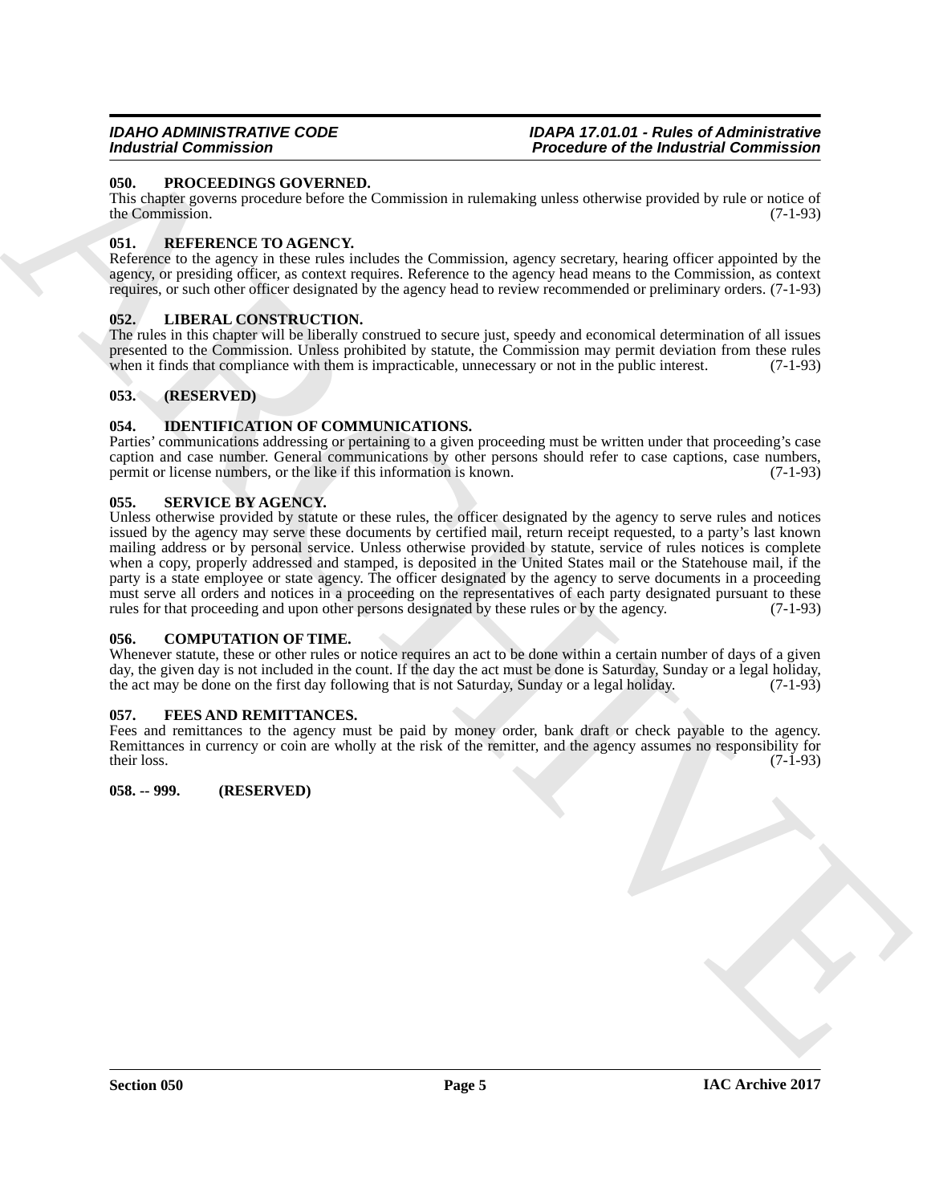### 050. PROCEEDINGS GOVERNED.

This chapter governs procedure before the Commission in rulemaking unless otherwise provided by rule or notice of the Commission. (7-1-93)

### 051. REFERENCE TO AGENCY.

Reference to the agency in these rules includes the Commission, agency secretary, hearing officer appointed by the agency, or presiding officer, as context requires. Reference to the agency head means to the Commission, as context requires, or such other officer designated by the agency head to review recommended or preliminary orders. (7-1-93)

### 052. LIBERAL CONSTRUCTION.

The rules in this chapter will be liberally construed to secure just, speedy and economical determination of all issues presented to the Commission. Unless prohibited by statute, the Commission may permit deviation from these rules when it finds that compliance with them is impracticable, unnecessary or not in the public interest. (7-1-93)

### 053. (RESERVED)

### 054. IDENTIFICATION OF COMMUNICATIONS.

Parties' communications addressing or pertaining to a given proceeding must be written under that proceeding's case caption and case number. General communications by other persons should refer to case captions, case numbers, permit or license numbers, or the like if this information is known. (7-1-93)

### 055. SERVICE BY AGENCY.

Unless otherwise provided by statute or these rules, the officer designated by the agency to serve rules and notices issued by the agency may serve these documents by certified mail, return receipt requested, to a party's last known mailing address or by personal service. Unless otherwise provided by statute, service of rules notices is complete when a copy, properly addressed and stamped, is deposited in the United States mail or the Statehouse mail, if the party is a state employee or state agency. The officer designated by the agency to serve documents in a proceeding must serve all orders and notices in a proceeding on the representatives of each party designated pursuant to these rules for that proceeding and upon other persons designated by these rules or by the agency. (7-1-93)

### 056. COMPUTATION OF TIME.

Whenever statute, these or other rules or notice requires an act to be done within a certain number of days of a given day, the given day is not included in the count. If the day the act must be done is Saturday, Sunday or a legal holiday, the act may be done on the first day following that is not Saturday, Sunday or a legal holiday. (7-1-93)

### 057. FEES AND REMITTANCES.

Fees and remittances to the agency must be paid by money order, bank draft or check payable to the agency. Remittances in currency or coin are wholly at the risk of the remitter, and the agency assumes no responsibility for their loss. (7-1-93)

### 058. -- 999. (RESERVED)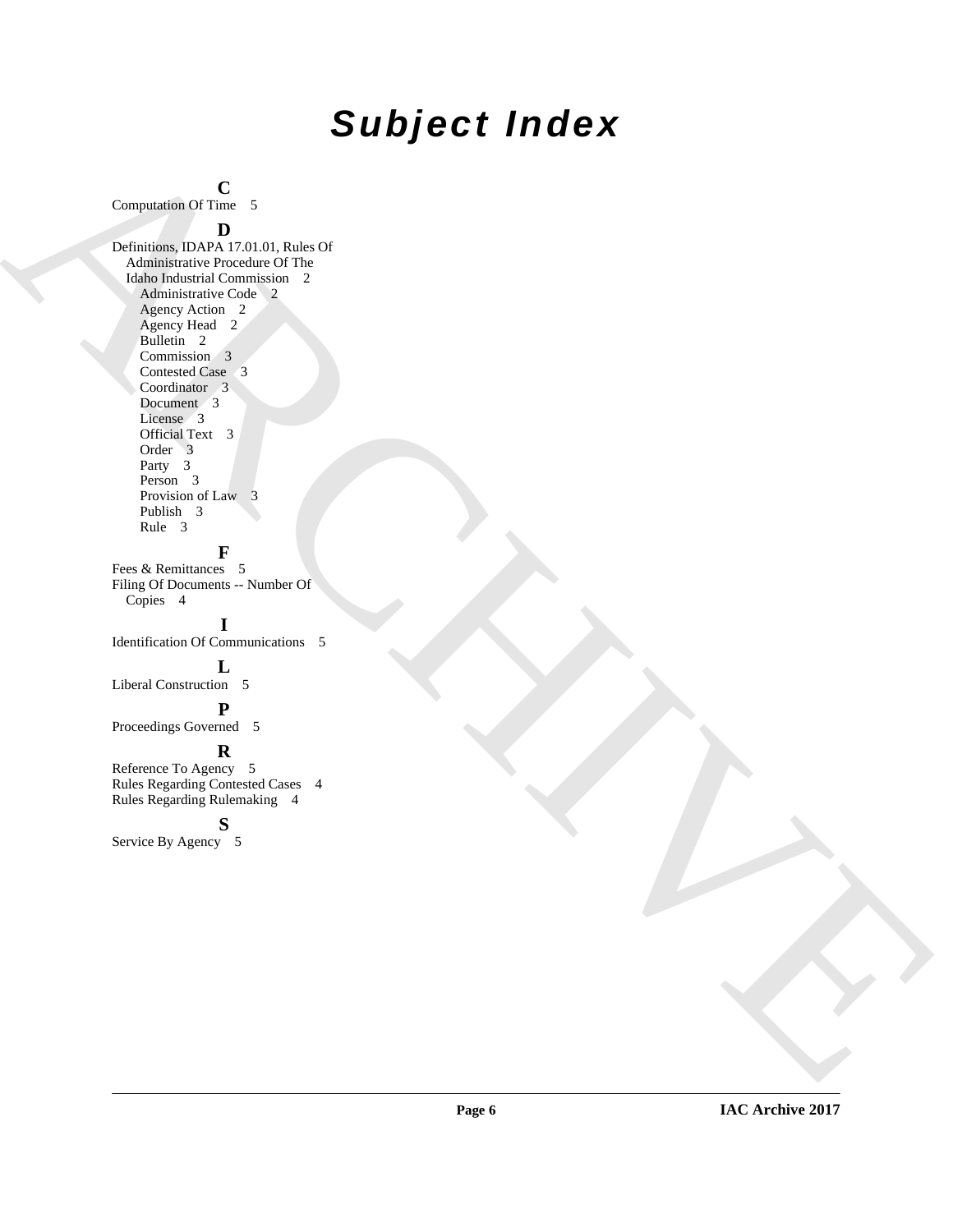# *Subject Index*

**C**

Computation Of Time 5

**D**

Definitions, IDAPA 17.01.01, Rules Of Administrative Procedure Of The Idaho Industrial Commission 2
- Administrative Code 2
- Agency Action 2
- Agency Head 2
- Bulletin 2
- Commission 3
- Contested Case 3
- Coordinator 3
- Document 3
- License 3
- Official Text 3
- Order 3
- Party 3
- Person 3
- Provision of Law 3
- Publish 3
- Rule 3

**F**

Fees & Remittances 5
Filing Of Documents -- Number Of Copies 4

**I**

Identification Of Communications 5

**L**

Liberal Construction 5

**P**

Proceedings Governed 5

**R**

Reference To Agency 5
Rules Regarding Contested Cases 4
Rules Regarding Rulemaking 4

**S**

Service By Agency 5